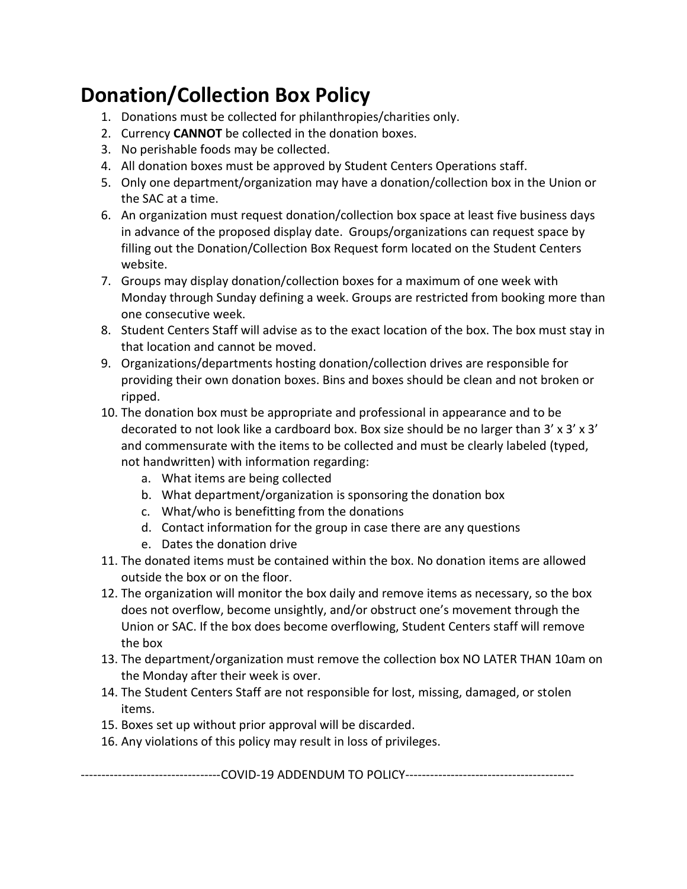# Donation/Collection Box Policy

1. Donations must be collected for philanthropies/charities only.
2. Currency **CANNOT** be collected in the donation boxes.
3. No perishable foods may be collected.
4. All donation boxes must be approved by Student Centers Operations staff.
5. Only one department/organization may have a donation/collection box in the Union or the SAC at a time.
6. An organization must request donation/collection box space at least five business days in advance of the proposed display date. Groups/organizations can request space by filling out the Donation/Collection Box Request form located on the Student Centers website.
7. Groups may display donation/collection boxes for a maximum of one week with Monday through Sunday defining a week. Groups are restricted from booking more than one consecutive week.
8. Student Centers Staff will advise as to the exact location of the box. The box must stay in that location and cannot be moved.
9. Organizations/departments hosting donation/collection drives are responsible for providing their own donation boxes. Bins and boxes should be clean and not broken or ripped.
10. The donation box must be appropriate and professional in appearance and to be decorated to not look like a cardboard box. Box size should be no larger than 3' x 3' x 3' and commensurate with the items to be collected and must be clearly labeled (typed, not handwritten) with information regarding:
    a. What items are being collected
    b. What department/organization is sponsoring the donation box
    c. What/who is benefitting from the donations
    d. Contact information for the group in case there are any questions
    e. Dates the donation drive
11. The donated items must be contained within the box. No donation items are allowed outside the box or on the floor.
12. The organization will monitor the box daily and remove items as necessary, so the box does not overflow, become unsightly, and/or obstruct one's movement through the Union or SAC. If the box does become overflowing, Student Centers staff will remove the box
13. The department/organization must remove the collection box NO LATER THAN 10am on the Monday after their week is over.
14. The Student Centers Staff are not responsible for lost, missing, damaged, or stolen items.
15. Boxes set up without prior approval will be discarded.
16. Any violations of this policy may result in loss of privileges.

----------------------------------COVID-19 ADDENDUM TO POLICY-----------------------------------------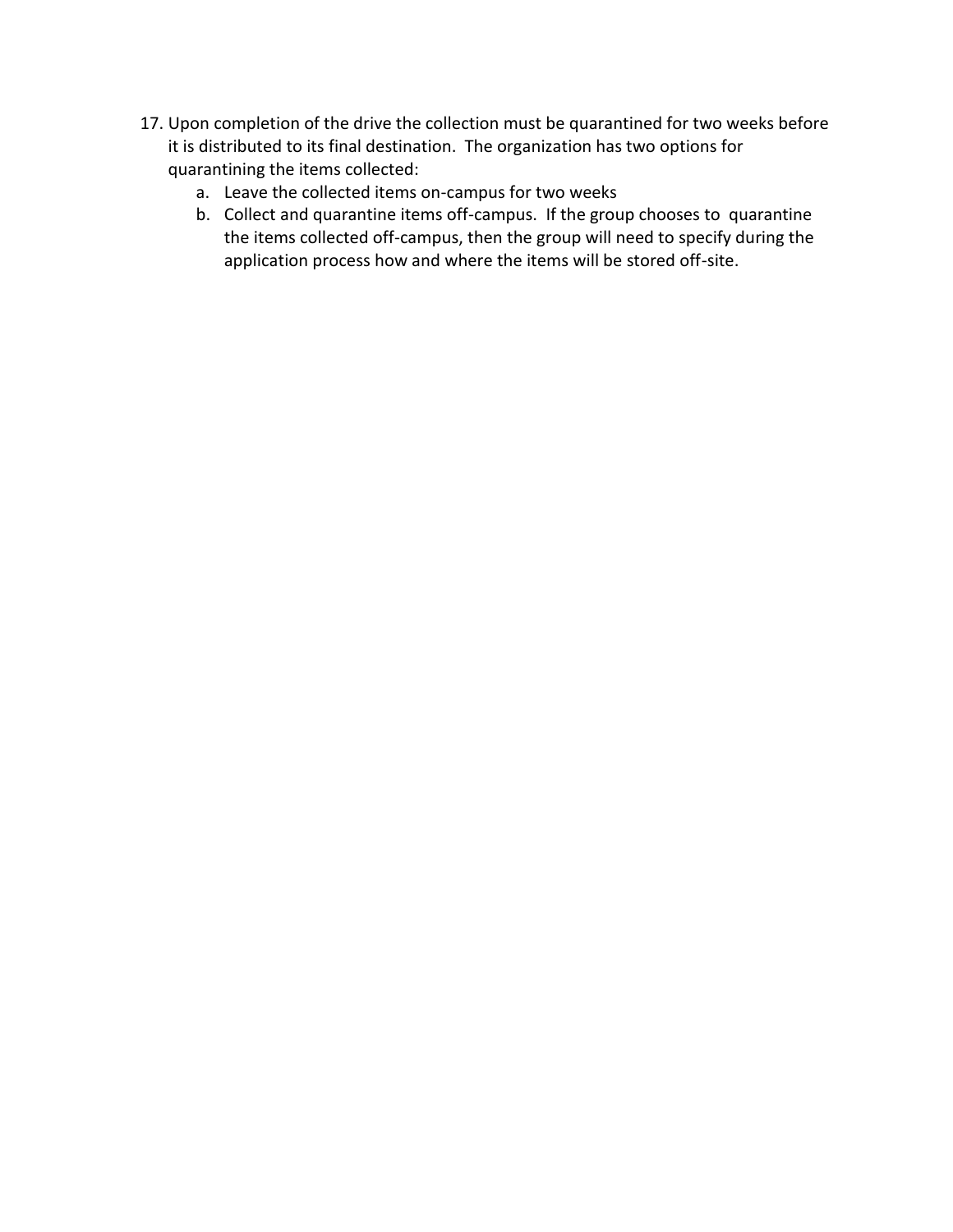17. Upon completion of the drive the collection must be quarantined for two weeks before it is distributed to its final destination. The organization has two options for quarantining the items collected:
    a. Leave the collected items on-campus for two weeks
    b. Collect and quarantine items off-campus. If the group chooses to quarantine the items collected off-campus, then the group will need to specify during the application process how and where the items will be stored off-site.